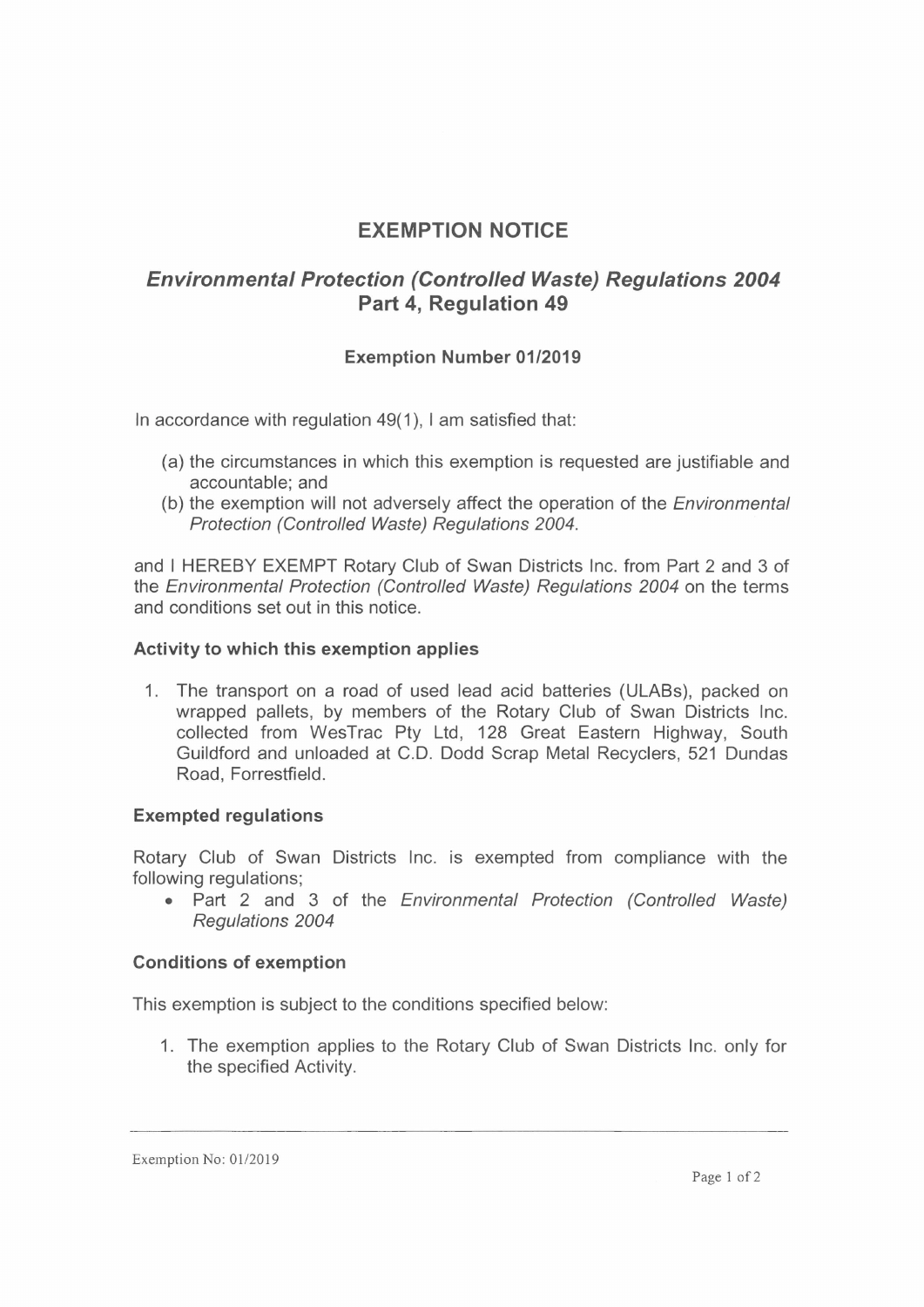# EXEMPTION NOTICE

## *Environmental Protection (Controlled Waste) Regulations 2004* Part 4, Regulation 49

### Exemption Number 01/2019

In accordance with regulation 49(1), I am satisfied that:

(a) the circumstances in which this exemption is requested are justifiable and accountable; and
(b) the exemption will not adversely affect the operation of the *Environmental Protection (Controlled Waste) Regulations 2004*.

and I HEREBY EXEMPT Rotary Club of Swan Districts Inc. from Part 2 and 3 of the *Environmental Protection (Controlled Waste) Regulations 2004* on the terms and conditions set out in this notice.

**Activity to which this exemption applies**

1. The transport on a road of used lead acid batteries (ULABs), packed on wrapped pallets, by members of the Rotary Club of Swan Districts Inc. collected from WesTrac Pty Ltd, 128 Great Eastern Highway, South Guildford and unloaded at C.D. Dodd Scrap Metal Recyclers, 521 Dundas Road, Forrestfield.

**Exempted regulations**

Rotary Club of Swan Districts Inc. is exempted from compliance with the following regulations;

- Part 2 and 3 of the *Environmental Protection (Controlled Waste) Regulations 2004*

**Conditions of exemption**

This exemption is subject to the conditions specified below:

1. The exemption applies to the Rotary Club of Swan Districts Inc. only for the specified Activity.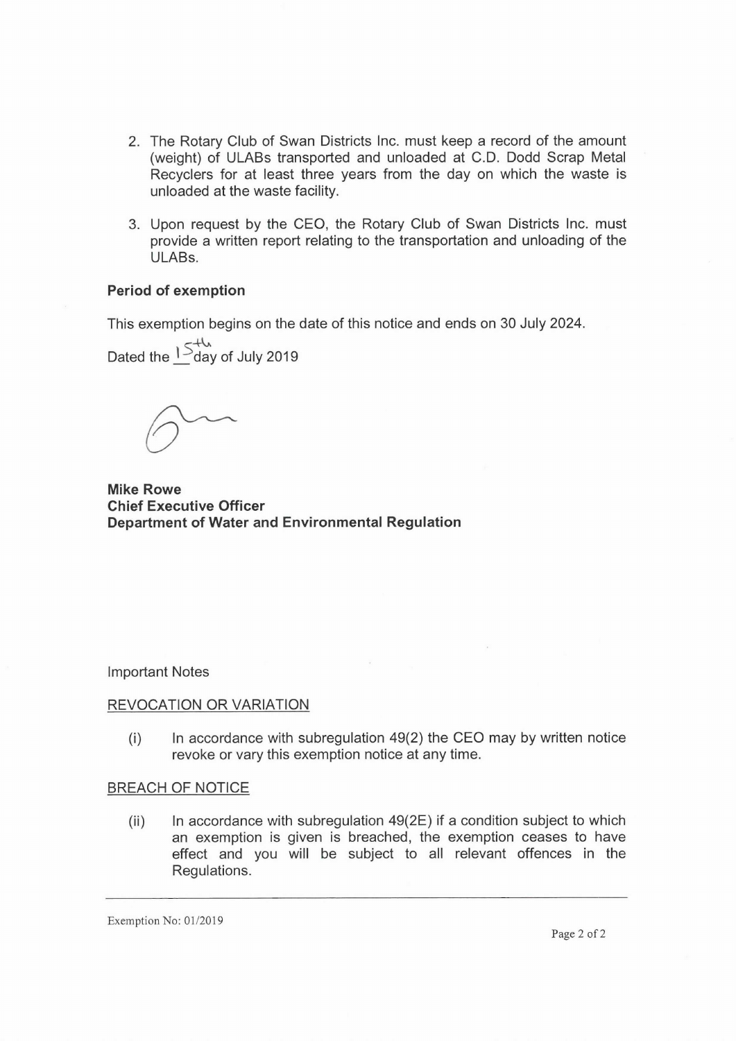2. The Rotary Club of Swan Districts Inc. must keep a record of the amount (weight) of ULABs transported and unloaded at C.D. Dodd Scrap Metal Recyclers for at least three years from the day on which the waste is unloaded at the waste facility.

3. Upon request by the CEO, the Rotary Club of Swan Districts Inc. must provide a written report relating to the transportation and unloading of the ULABs.

**Period of exemption**

This exemption begins on the date of this notice and ends on 30 July 2024.

Dated the 15th day of July 2019

**Mike Rowe**
**Chief Executive Officer**
**Department of Water and Environmental Regulation**

Important Notes

REVOCATION OR VARIATION

(i) In accordance with subregulation 49(2) the CEO may by written notice revoke or vary this exemption notice at any time.

BREACH OF NOTICE

(ii) In accordance with subregulation 49(2E) if a condition subject to which an exemption is given is breached, the exemption ceases to have effect and you will be subject to all relevant offences in the Regulations.

Exemption No: 01/2019